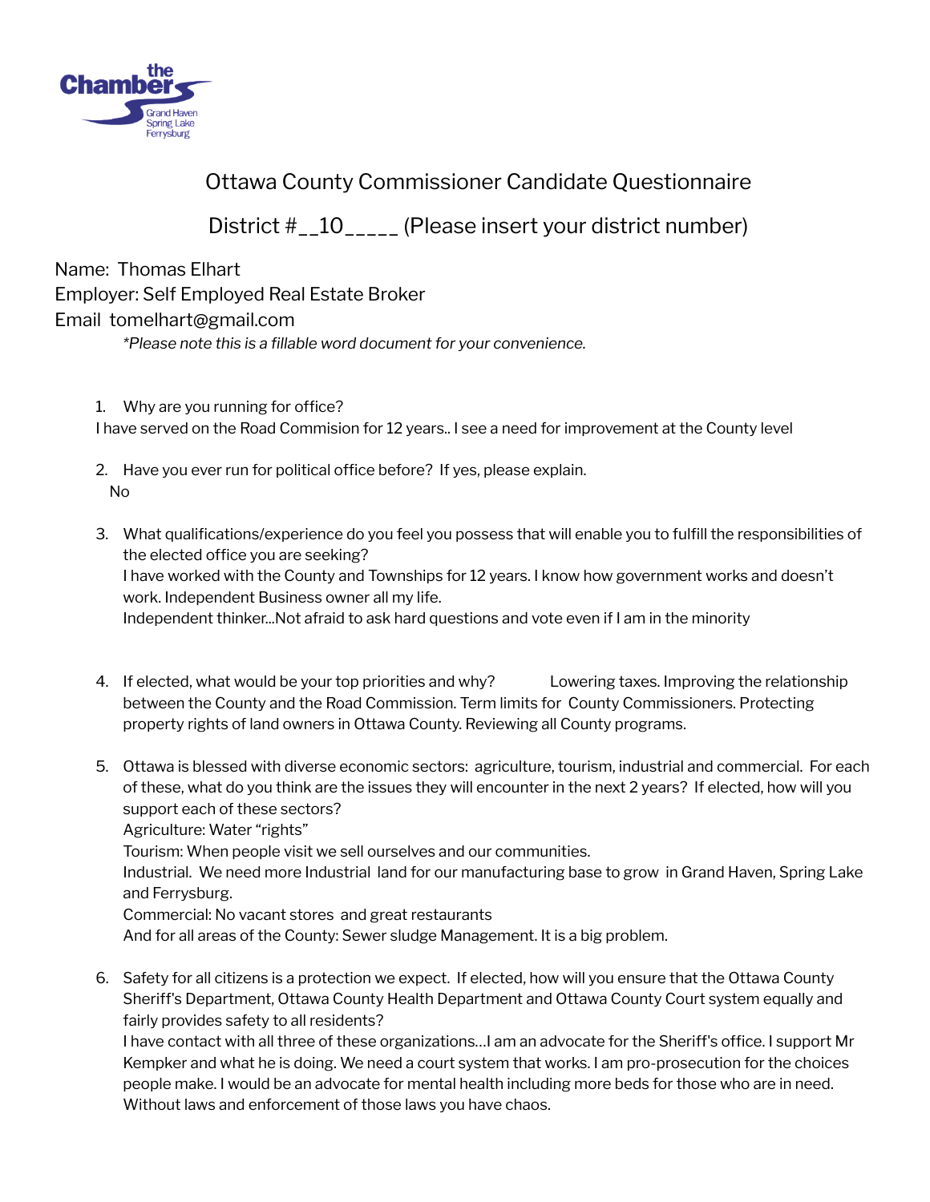# Ottawa County Commissioner Candidate Questionnaire

## District #__10_____ (Please insert your district number)

Name: Thomas Elhart
Employer: Self Employed Real Estate Broker
Email tomelhart@gmail.com

*\*Please note this is a fillable word document for your convenience.*

1. Why are you running for office?
I have served on the Road Commision for 12 years.. I see a need for improvement at the County level

2. Have you ever run for political office before? If yes, please explain.
No

3. What qualifications/experience do you feel you possess that will enable you to fulfill the responsibilities of the elected office you are seeking?
I have worked with the County and Townships for 12 years. I know how government works and doesn't work. Independent Business owner all my life.
Independent thinker...Not afraid to ask hard questions and vote even if I am in the minority

4. If elected, what would be your top priorities and why? Lowering taxes. Improving the relationship between the County and the Road Commission. Term limits for County Commissioners. Protecting property rights of land owners in Ottawa County. Reviewing all County programs.

5. Ottawa is blessed with diverse economic sectors: agriculture, tourism, industrial and commercial. For each of these, what do you think are the issues they will encounter in the next 2 years? If elected, how will you support each of these sectors?
Agriculture: Water "rights"
Tourism: When people visit we sell ourselves and our communities.
Industrial. We need more Industrial land for our manufacturing base to grow in Grand Haven, Spring Lake and Ferrysburg.
Commercial: No vacant stores and great restaurants
And for all areas of the County: Sewer sludge Management. It is a big problem.

6. Safety for all citizens is a protection we expect. If elected, how will you ensure that the Ottawa County Sheriff's Department, Ottawa County Health Department and Ottawa County Court system equally and fairly provides safety to all residents?
I have contact with all three of these organizations...I am an advocate for the Sheriff's office. I support Mr Kempker and what he is doing. We need a court system that works. I am pro-prosecution for the choices people make. I would be an advocate for mental health including more beds for those who are in need. Without laws and enforcement of those laws you have chaos.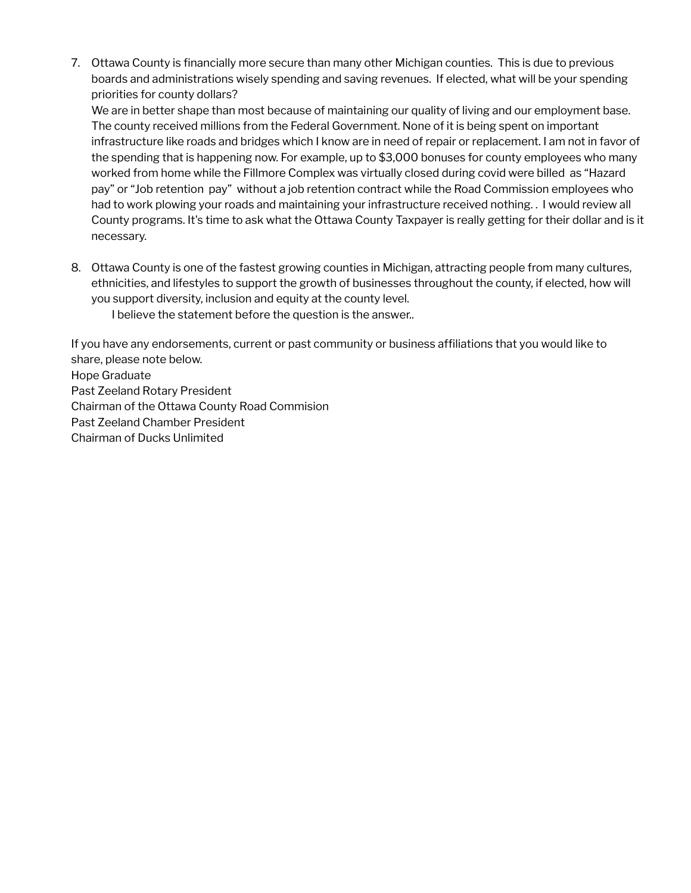7. Ottawa County is financially more secure than many other Michigan counties. This is due to previous boards and administrations wisely spending and saving revenues. If elected, what will be your spending priorities for county dollars?
   We are in better shape than most because of maintaining our quality of living and our employment base. The county received millions from the Federal Government. None of it is being spent on important infrastructure like roads and bridges which I know are in need of repair or replacement. I am not in favor of the spending that is happening now. For example, up to $3,000 bonuses for county employees who many worked from home while the Fillmore Complex was virtually closed during covid were billed as "Hazard pay" or "Job retention pay" without a job retention contract while the Road Commission employees who had to work plowing your roads and maintaining your infrastructure received nothing. . I would review all County programs. It's time to ask what the Ottawa County Taxpayer is really getting for their dollar and is it necessary.

8. Ottawa County is one of the fastest growing counties in Michigan, attracting people from many cultures, ethnicities, and lifestyles to support the growth of businesses throughout the county, if elected, how will you support diversity, inclusion and equity at the county level.
   I believe the statement before the question is the answer..

If you have any endorsements, current or past community or business affiliations that you would like to share, please note below.
Hope Graduate
Past Zeeland Rotary President
Chairman of the Ottawa County Road Commision
Past Zeeland Chamber President
Chairman of Ducks Unlimited